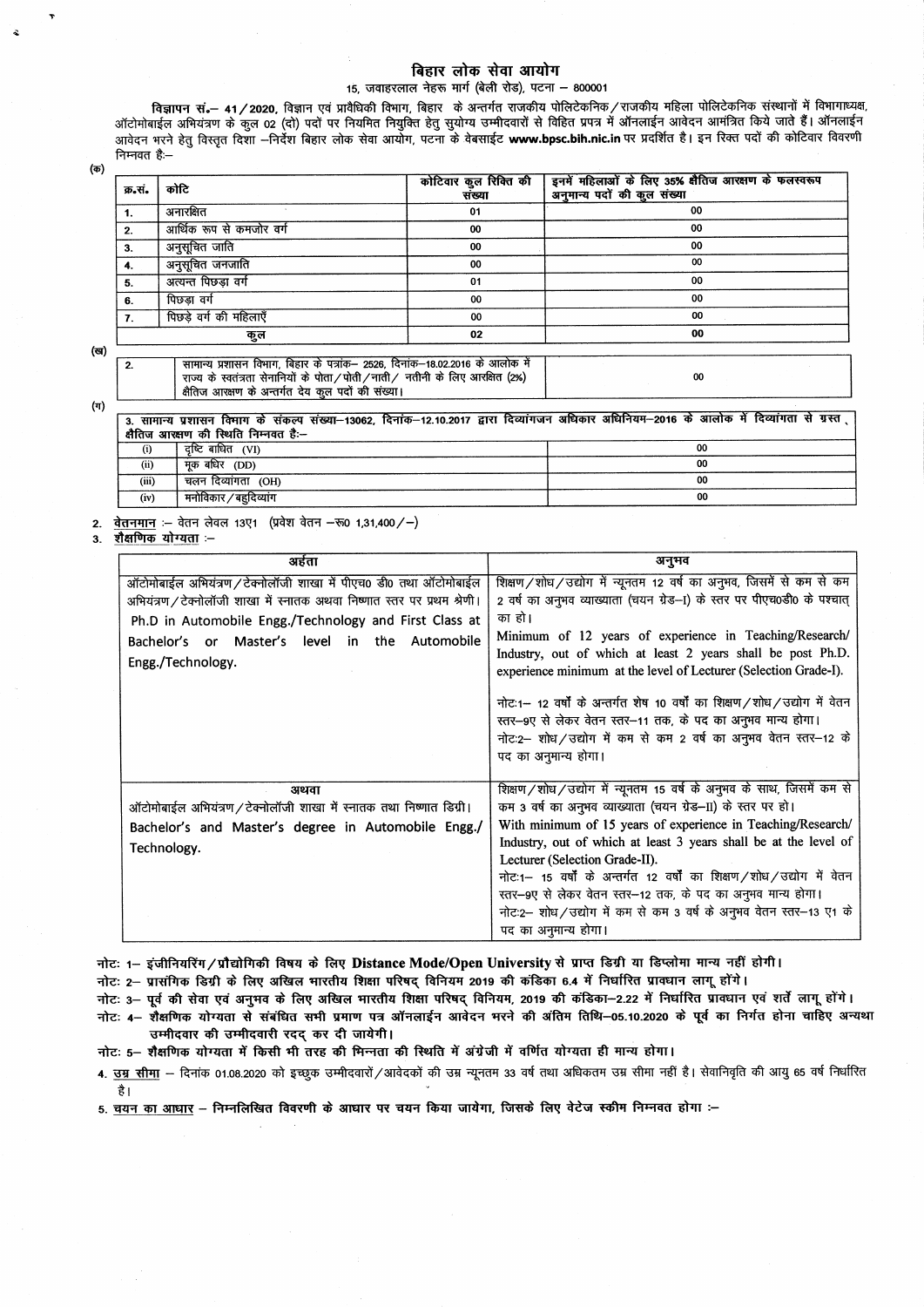# बिहार लोक सेवा आयोग

15, जवाहरलाल नेहरू मार्ग (बेली रोड), पटना – 800001

**विज्ञापन सं.– 41/2020**, विज्ञान एवं प्रावैधिकी विभाग, बिहार के अन्तर्गत राजकीय पोलिटेकनिक/राजकीय महिला पोलिटेकनिक संस्थानों में विभागाध्यक्ष, ऑटोमोबाईल अभियंत्रण के कुल 02 (दो) पदों पर नियमित नियुक्ति हेतु सुयोग्य उम्मीदवारों से विहित प्रपत्र में ऑनलाईन आवेदन आमंत्रित किये जाते हैं। ऑनलाईन आवेदन भरने हेतु विस्तृत दिशा –निर्देश बिहार लोक सेवा आयोग, पटना के वेबसाईट **www.bpsc.bih.nic.in** पर प्रदर्शित है। इन रिक्त पदों की कोटिवार विवरणी निम्नवत है:–

(क)

| क्र.सं. | कोटि | कोटिवार कुल रिक्ति की संख्या | इनमें महिलाओं के लिए 35% क्षैतिज आरक्षण के फलस्वरूप अनुमान्य पदों की कुल संख्या |
|---|---|---|---|
| 1. | अनारक्षित | 01 | 00 |
| 2. | आर्थिक रूप से कमजोर वर्ग | 00 | 00 |
| 3. | अनुसूचित जाति | 00 | 00 |
| 4. | अनुसूचित जनजाति | 00 | 00 |
| 5. | अत्यन्त पिछड़ा वर्ग | 01 | 00 |
| 6. | पिछड़ा वर्ग | 00 | 00 |
| 7. | पिछड़े वर्ग की महिलाएँ | 00 | 00 |
| | कुल | 02 | 00 |

(ख)

| 2. | सामान्य प्रशासन विभाग, बिहार के पत्रांक– 2526, दिनांक–18.02.2016 के आलोक में राज्य के स्वतंत्रता सेनानियों के पोता/पोती/नाती/ नतीनी के लिए आरक्षित (2%) क्षैतिज आरक्षण के अन्तर्गत देय कुल पदों की संख्या। | 00 |
|---|---|---|

(ग)

| 3. सामान्य प्रशासन विभाग के संकल्प संख्या–13062, दिनांक–12.10.2017 द्वारा दिव्यांगजन अधिकार अधिनियम–2016 के आलोक में दिव्यांगता से ग्रस्त क्षैतिज आरक्षण की स्थिति निम्नवत है:– | | |
|---|---|---|
| (i) | दृष्टि बाधित (VI) | 00 |
| (ii) | मूक बधिर (DD) | 00 |
| (iii) | चलन दिव्यांगता (OH) | 00 |
| (iv) | मनोविकार/बहुदिव्यांग | 00 |

2. **वेतनमान** :– वेतन लेवल 13ए1 (प्रवेश वेतन –रू0 1,31,400/–)
3. **शैक्षणिक योग्यता** :–

| अर्हता | अनुभव |
|---|---|
| ऑटोमोबाईल अभियंत्रण/टेक्नोलॉजी शाखा में पीएच0 डी0 तथा ऑटोमोबाईल अभियंत्रण/टेक्नोलॉजी शाखा में स्नातक अथवा निष्णात स्तर पर प्रथम श्रेणी। Ph.D in Automobile Engg./Technology and First Class at Bachelor's or Master's level in the Automobile Engg./Technology. | शिक्षण/शोध/उद्योग में न्यूनतम 12 वर्ष का अनुभव, जिसमें से कम से कम 2 वर्ष का अनुभव व्याख्याता (चयन ग्रेड–I) के स्तर पर पीएच0डी0 के पश्चात् का हो। Minimum of 12 years of experience in Teaching/Research/ Industry, out of which at least 2 years shall be post Ph.D. experience minimum at the level of Lecturer (Selection Grade-I). नोट:1– 12 वर्षों के अन्तर्गत शेष 10 वर्षों का शिक्षण/शोध/उद्योग में वेतन स्तर–9ए से लेकर वेतन स्तर–11 तक, के पद का अनुभव मान्य होगा। नोट:2– शोध/उद्योग में कम से कम 2 वर्ष का अनुभव वेतन स्तर–12 के पद का अनुमान्य होगा। |
| अथवा ऑटोमोबाईल अभियंत्रण/टेक्नोलॉजी शाखा में स्नातक तथा निष्णात डिग्री। Bachelor's and Master's degree in Automobile Engg./ Technology. | शिक्षण/शोध/उद्योग में न्यूनतम 15 वर्ष के अनुभव के साथ, जिसमें कम से कम 3 वर्ष का अनुभव व्याख्याता (चयन ग्रेड–II) के स्तर पर हो। With minimum of 15 years of experience in Teaching/Research/ Industry, out of which at least 3 years shall be at the level of Lecturer (Selection Grade-II). नोट:1– 15 वर्षों के अन्तर्गत 12 वर्षों का शिक्षण/शोध/उद्योग में वेतन स्तर–9ए से लेकर वेतन स्तर–12 तक, के पद का अनुभव मान्य होगा। नोट:2– शोध/उद्योग में कम से कम 3 वर्ष के अनुभव वेतन स्तर–13 ए1 के पद का अनुमान्य होगा। |

**नोट: 1– इंजीनियरिंग/प्रौद्योगिकी विषय के लिए Distance Mode/Open University से प्राप्त डिग्री या डिप्लोमा मान्य नहीं होगी।**

**नोट: 2– प्रासंगिक डिग्री के लिए अखिल भारतीय शिक्षा परिषद् विनियम 2019 की कंडिका 6.4 में निर्धारित प्रावधान लागू होंगे।**

**नोट: 3– पूर्व की सेवा एवं अनुभव के लिए अखिल भारतीय शिक्षा परिषद् विनियम, 2019 की कंडिका–2.22 में निर्धारित प्रावधान एवं शर्तें लागू होंगे।**

**नोट: 4– शैक्षणिक योग्यता से संबंधित सभी प्रमाण पत्र ऑनलाईन आवेदन भरने की अंतिम तिथि–05.10.2020 के पूर्व का निर्गत होना चाहिए अन्यथा उम्मीदवार की उम्मीदवारी रद्द कर दी जायेगी।**

**नोट: 5– शैक्षणिक योग्यता में किसी भी तरह की भिन्नता की स्थिति में अंग्रेजी में वर्णित योग्यता ही मान्य होगा।**

4. **उम्र सीमा** – दिनांक 01.08.2020 को इच्छुक उम्मीदवारों/आवेदकों की उम्र न्यूनतम 33 वर्ष तथा अधिकतम उम्र सीमा नहीं है। सेवानिवृति की आयु 65 वर्ष निर्धारित है।
5. **चयन का आधार** – निम्नलिखित विवरणी के आधार पर चयन किया जायेगा, जिसके लिए वेटेज स्कीम निम्नवत होगा :–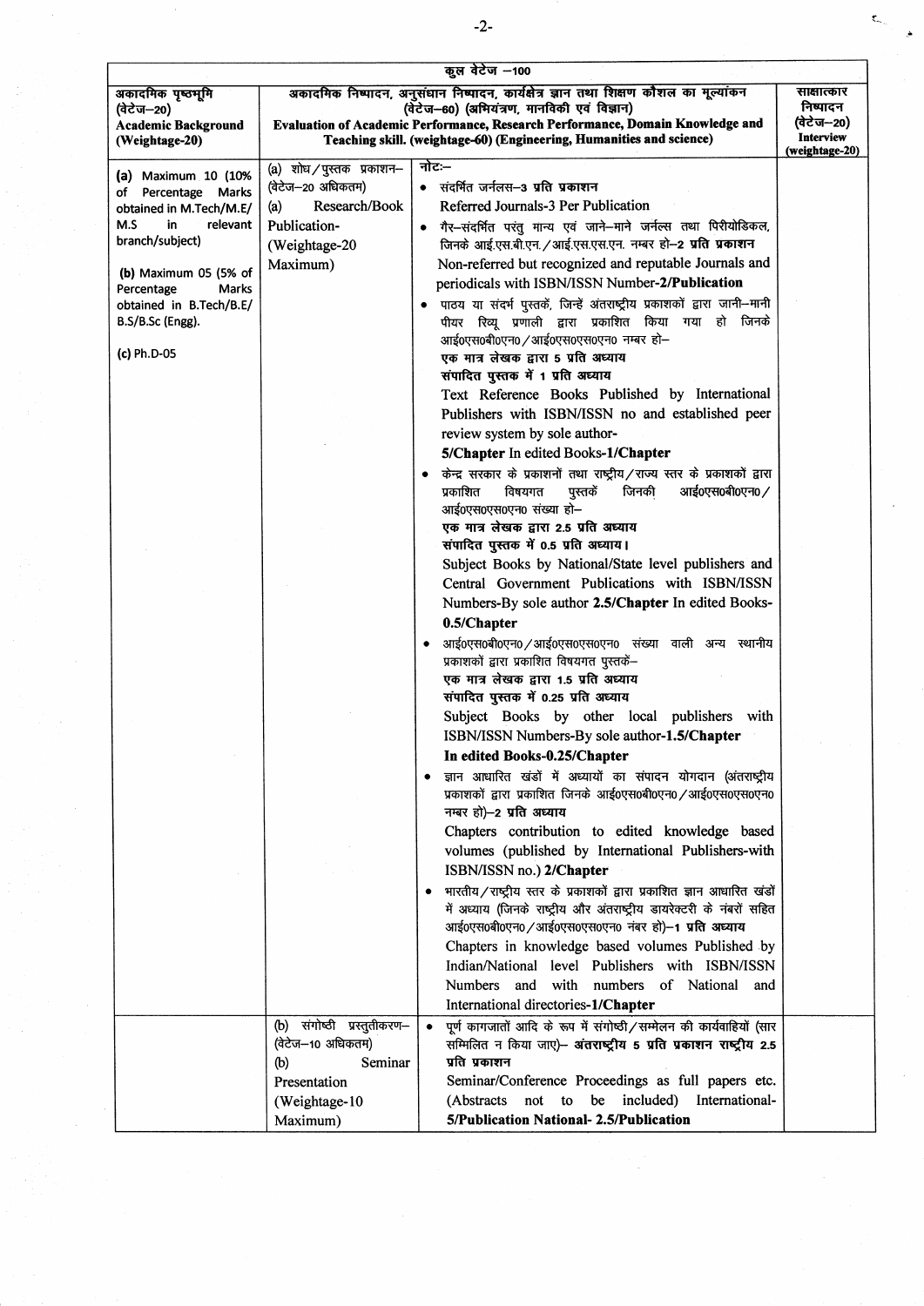| कुल वेटेज –100 | | | |
|---|---|---|---|
| अकादमिक पृष्ठभूमि (वेटेज–20) **Academic Background (Weightage-20)** | अकादमिक निष्पादन, अनुसंधान निष्पादन, कार्यक्षेत्र ज्ञान तथा शिक्षण कौशल का मूल्यांकन (वेटेज–60) (अभियंत्रण, मानविकी एवं विज्ञान) **Evaluation of Academic Performance, Research Performance, Domain Knowledge and Teaching skill. (weightage-60) (Engineering, Humanities and science)** | | साक्षात्कार निष्पादन (वेटेज–20) **Interview (weightage-20)** |
| **(a)** Maximum 10 (10% of Percentage Marks obtained in M.Tech/M.E/ M.S in relevant branch/subject)<br><br>**(b)** Maximum 05 (5% of Percentage Marks obtained in B.Tech/B.E/ B.S/B.Sc (Engg).<br><br>**(c)** Ph.D-05 | (a) शोध/पुस्तक प्रकाशन– (वेटेज–20 अधिकतम)<br>(a) Research/Book Publication- (Weightage-20 Maximum) | नोटः–<br>• संदर्भित जर्नलस–3 **प्रति प्रकाशन**<br>Referred Journals-3 Per Publication<br>• गैर–संदर्भित परंतु मान्य एवं जाने–माने जर्नल्स तथा पिरीयोडिकल, जिनके आई.एस.बी.एन./आई.एस.एस.एन. नम्बर हो–**2 प्रति प्रकाशन**<br>Non-referred but recognized and reputable Journals and periodicals with ISBN/ISSN Number-**2/Publication**<br>• पाठय या संदर्भ पुस्तकें, जिन्हें अंतराष्ट्रीय प्रकाशकों द्वारा जानी–मानी पीयर रिव्यू प्रणाली द्वारा प्रकाशित किया गया हो जिनके आई०एस०बी०एन०/आई०एस०एस०एन० नम्बर हो–<br>**एक मात्र लेखक द्वारा 5 प्रति अध्याय**<br>**संपादित पुस्तक में 1 प्रति अध्याय**<br>Text Reference Books Published by International Publishers with ISBN/ISSN no and established peer review system by sole author-<br>**5/Chapter** In edited Books-**1/Chapter**<br>• केन्द्र सरकार के प्रकाशनों तथा राष्ट्रीय/राज्य स्तर के प्रकाशकों द्वारा प्रकाशित विषयगत पुस्तकें जिनकी आई०एस०बी०एन०/आई०एस०एस०एन० संख्या हो–<br>**एक मात्र लेखक द्वारा 2.5 प्रति अध्याय**<br>**संपादित पुस्तक में 0.5 प्रति अध्याय।**<br>Subject Books by National/State level publishers and Central Government Publications with ISBN/ISSN Numbers-By sole author **2.5/Chapter** In edited Books-**0.5/Chapter**<br>• आई०एस०बी०एन०/आई०एस०एस०एन० संख्या वाली अन्य स्थानीय प्रकाशकों द्वारा प्रकाशित विषयगत पुस्तकें–<br>**एक मात्र लेखक द्वारा 1.5 प्रति अध्याय**<br>**संपादित पुस्तक में 0.25 प्रति अध्याय**<br>Subject Books by other local publishers with ISBN/ISSN Numbers-By sole author-**1.5/Chapter**<br>**In edited Books-0.25/Chapter**<br>• ज्ञान आधारित खंडों में अध्यायों का संपादन योगदान (अंतराष्ट्रीय प्रकाशकों द्वारा प्रकाशित जिनके आई०एस०बी०एन०/आई०एस०एस०एन० नम्बर हो)–**2 प्रति अध्याय**<br>Chapters contribution to edited knowledge based volumes (published by International Publishers-with ISBN/ISSN no.) **2/Chapter**<br>• भारतीय/राष्ट्रीय स्तर के प्रकाशकों द्वारा प्रकाशित ज्ञान आधारित खंडों में अध्याय (जिनके राष्ट्रीय और अंतराष्ट्रीय डायरेक्टरी के नंबरों सहित आई०एस०बी०एन०/आई०एस०एस०एन० नंबर हो)–**1 प्रति अध्याय**<br>Chapters in knowledge based volumes Published by Indian/National level Publishers with ISBN/ISSN Numbers and with numbers of National and International directories-**1/Chapter** | |
| | (b) संगोष्ठी प्रस्तुतीकरण– (वेटेज–10 अधिकतम)<br>(b) Seminar Presentation (Weightage-10 Maximum) | • पूर्ण कागजातों आदि के रूप में संगोष्ठी/सम्मेलन की कार्यवाहियों (सार सम्मिलित न किया जाए)– **अंतराष्ट्रीय 5 प्रति प्रकाशन राष्ट्रीय 2.5 प्रति प्रकाशन**<br>Seminar/Conference Proceedings as full papers etc. (Abstracts not to be included) International-**5/Publication National- 2.5/Publication** | |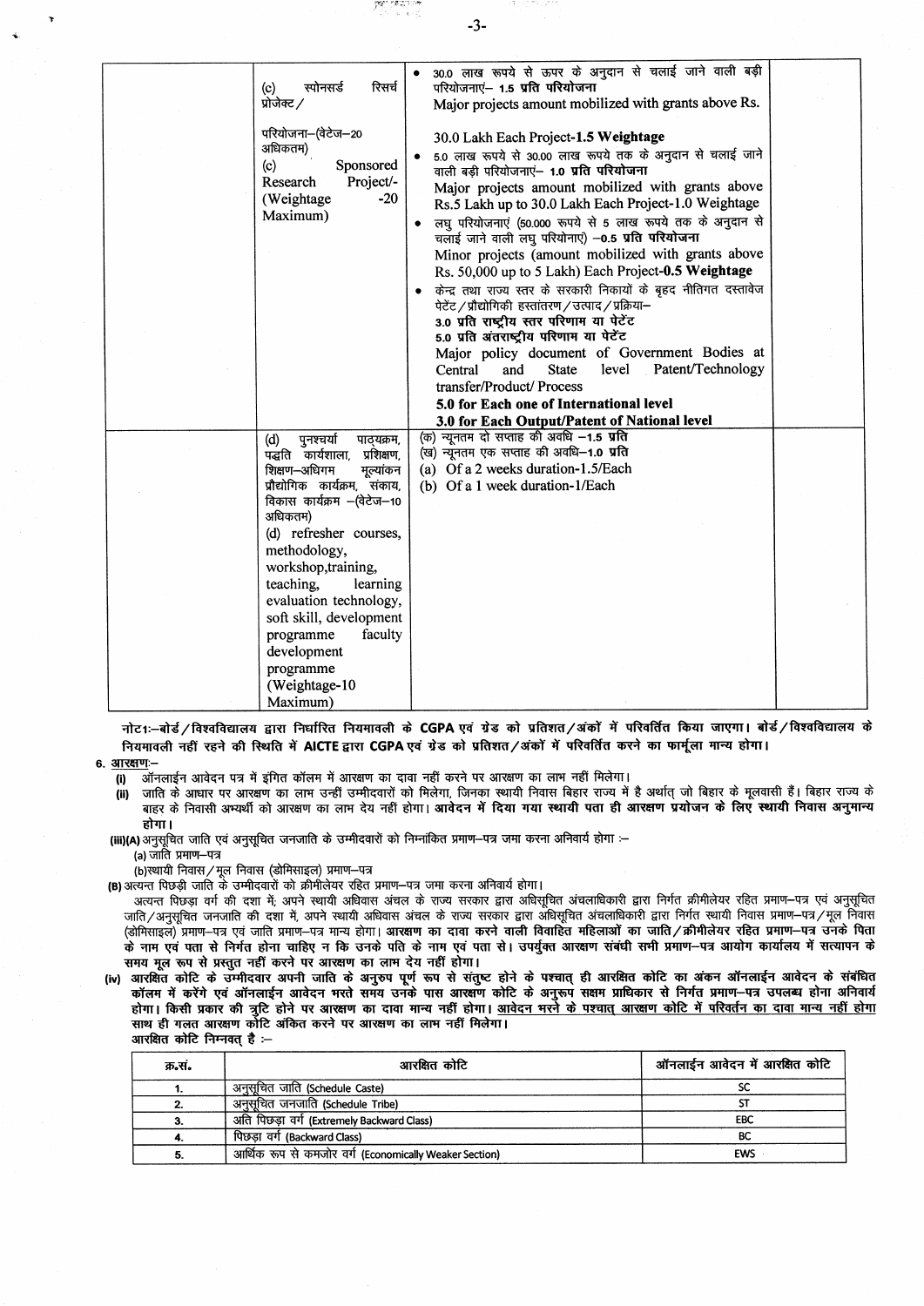| | | | |
|---|---|---|---|
| | (c) स्पोनसर्ड रिसर्च प्रोजेक्ट/ परियोजना–(वेटेज–20 अधिकतम) (c) Sponsored Research Project/- (Weightage -20 Maximum) | • 30.0 लाख रूपये से ऊपर के अनुदान से चलाई जाने वाली बड़ी परियोजनाएं– **1.5 प्रति परियोजना** Major projects amount mobilized with grants above Rs. 30.0 Lakh Each Project-**1.5 Weightage** • 5.0 लाख रूपये से 30.00 लाख रूपये तक के अनुदान से चलाई जाने वाली बड़ी परियोजनाएं– **1.0 प्रति परियोजना** Major projects amount mobilized with grants above Rs.5 Lakh up to 30.0 Lakh Each Project-1.0 Weightage • लघु परियोजनाएं (50.000 रूपये से 5 लाख रूपये तक के अनुदान से चलाई जाने वाली लघु परियोनाएं) –**0.5 प्रति परियोजना** Minor projects (amount mobilized with grants above Rs. 50,000 up to 5 Lakh) Each Project-**0.5 Weightage** • केन्द्र तथा राज्य स्तर के सरकारी निकायों के बृहद नीतिगत दस्तावेज पेटेंट/प्रौद्योगिकी हस्तांतरण/उत्पाद/प्रक्रिया– **3.0 प्रति राष्ट्रीय स्तर परिणाम या पेटेंट** **5.0 प्रति अंतराष्ट्रीय परिणाम या पेटेंट** Major policy document of Government Bodies at Central and State level Patent/Technology transfer/Product/ Process **5.0 for Each one of International level** **3.0 for Each Output/Patent of National level** | |
| | (d) पुनश्चर्या पाठ्यक्रम, पद्धति कार्यशाला, प्रशिक्षण, शिक्षण–अधिगम मूल्यांकन प्रौद्योगिक कार्यक्रम, संकाय, विकास कार्यक्रम –(वेटेज–10 अधिकतम) (d) refresher courses, methodology, workshop,training, teaching, learning evaluation technology, soft skill, development programme faculty development programme (Weightage-10 Maximum) | (क) न्यूनतम दो सप्ताह की अवधि –**1.5 प्रति** (ख) न्यूनतम एक सप्ताह की अवधि–**1.0 प्रति** (a) Of a 2 weeks duration-1.5/Each (b) Of a 1 week duration-1/Each | |

**नोट1:–बोर्ड/विश्वविद्यालय द्वारा निर्धारित नियमावली के CGPA एवं ग्रेड को प्रतिशत/अंकों में परिवर्तित किया जाएगा। बोर्ड/विश्वविद्यालय के नियमावली नहीं रहने की स्थिति में AICTE द्वारा CGPA एवं ग्रेड को प्रतिशत/अंकों में परिवर्तित करने का फार्मूला मान्य होगा।**

**6. आरक्षण:–**

**(i)** ऑनलाईन आवेदन पत्र में इंगित कॉलम में आरक्षण का दावा नहीं करने पर आरक्षण का लाभ नहीं मिलेगा।

**(ii)** जाति के आधार पर आरक्षण का लाभ उन्हीं उम्मीदवारों को मिलेगा, जिनका स्थायी निवास बिहार राज्य में है अर्थात् जो बिहार के मूलवासी हैं। बिहार राज्य के बाहर के निवासी अभ्यर्थी को आरक्षण का लाभ देय नहीं होगा। **आवेदन में दिया गया स्थायी पता ही आरक्षण प्रयोजन के लिए स्थायी निवास अनुमान्य होगा।**

**(iii)(A)** अनुसूचित जाति एवं अनुसूचित जनजाति के उम्मीदवारों को निम्नांकित प्रमाण–पत्र जमा करना अनिवार्य होगा :–

(a) जाति प्रमाण–पत्र

(b)स्थायी निवास/मूल निवास (डोमिसाइल) प्रमाण–पत्र

**(B)** अत्यन्त पिछड़ी जाति के उम्मीदवारों को क्रीमीलेयर रहित प्रमाण–पत्र जमा करना अनिवार्य होगा।

अत्यन्त पिछड़ा वर्ग की दशा में, अपने स्थायी अधिवास अंचल के राज्य सरकार द्वारा अधिसूचित अंचलाधिकारी द्वारा निर्गत क्रीमीलेयर रहित प्रमाण–पत्र एवं अनुसूचित जाति/अनुसूचित जनजाति की दशा में, अपने स्थायी अधिवास अंचल के राज्य सरकार द्वारा अधिसूचित अंचलाधिकारी द्वारा निर्गत स्थायी निवास प्रमाण–पत्र/मूल निवास (डोमिसाइल) प्रमाण–पत्र एवं जाति प्रमाण–पत्र मान्य होगा। **आरक्षण का दावा करने वाली विवाहित महिलाओं का जाति/क्रीमीलेयर रहित प्रमाण–पत्र उनके पिता के नाम एवं पता से निर्गत होना चाहिए न कि उनके पति के नाम एवं पता से। उपर्युक्त आरक्षण संबंधी सभी प्रमाण–पत्र आयोग कार्यालय में सत्यापन के समय मूल रूप से प्रस्तुत नहीं करने पर आरक्षण का लाभ देय नहीं होगा।**

**(iv) आरक्षित कोटि के उम्मीदवार अपनी जाति के अनुरुप पूर्ण रूप से संतुष्ट होने के पश्चात् ही आरक्षित कोटि का अंकन ऑनलाईन आवेदन के संबंधित कॉलम में करेंगे एवं ऑनलाईन आवेदन भरते समय उनके पास आरक्षण कोटि के अनुरूप सक्षम प्राधिकार से निर्गत प्रमाण–पत्र उपलब्ध होना अनिवार्य होगा। किसी प्रकार की त्रुटि होने पर आरक्षण का दावा मान्य नहीं होगा। <u>आवेदन भरने के पश्चात् आरक्षण कोटि में परिवर्तन का दावा मान्य नहीं होगा</u> साथ ही गलत आरक्षण कोटि अंकित करने पर आरक्षण का लाभ नहीं मिलेगा।**

**आरक्षित कोटि निम्नवत् है :–**

| क्र.सं. | आरक्षित कोटि | ऑनलाईन आवेदन में आरक्षित कोटि |
|---|---|---|
| 1. | अनुसूचित जाति (Schedule Caste) | SC |
| 2. | अनुसूचित जनजाति (Schedule Tribe) | ST |
| 3. | अति पिछड़ा वर्ग (Extremely Backward Class) | EBC |
| 4. | पिछड़ा वर्ग (Backward Class) | BC |
| 5. | आर्थिक रूप से कमजोर वर्ग (Economically Weaker Section) | EWS |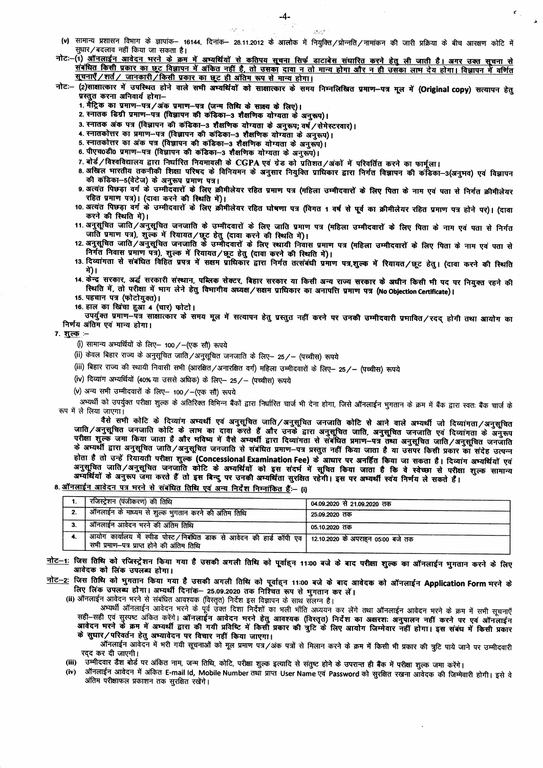(v) सामान्य प्रशासन विभाग के ज्ञापांक– 16144, दिनांक– 28.11.2012 के आलोक में नियुक्ति/प्रोन्नति/नामांकन की जारी प्रक्रिया के बीच आरक्षण कोटि में सुधार/बदलाव नहीं किया जा सकता है।

नोटः–(1) **ऑनलाईन आवेदन भरने के क्रम में अभ्यर्थियों से कतिपय सूचना सिर्फ डाटाबेस संधारित करने हेतु ली जाती है। अगर उक्त सूचना से संबंधित किसी प्रकार का छूट विज्ञापन में अंकित नहीं है, तो उसका दावा न तो मान्य होगा और न ही उसका लाभ देय होगा। विज्ञापन में वर्णित सूचनाएँ/शर्त/ जानकारी/किसी प्रकार का छूट ही अंतिम रूप से मान्य होगा।**

नोटः– (2)साक्षात्कार में उपस्थित होने वाले सभी अभ्यर्थियों को साक्षात्कार के समय निम्नलिखित प्रमाण–पत्र मूल में (Original copy) सत्यापन हेतु प्रस्तुत करना अनिवार्य होगा–

1. मैट्रिक का प्रमाण–पत्र/अंक प्रमाण–पत्र (जन्म तिथि के साक्ष्य के लिए)।
2. स्नातक डिग्री प्रमाण–पत्र (विज्ञापन की कंडिका–3 शैक्षणिक योग्यता के अनुरूप)।
3. स्नातक अंक पत्र (विज्ञापन की कंडिका–3 शैक्षणिक योग्यता के अनुरूप; वर्ष/सेमेस्टरवार)।
4. स्नातकोत्तर का प्रमाण–पत्र (विज्ञापन की कंडिका–3 शैक्षणिक योग्यता के अनुरूप)।
5. स्नातकोत्तर का अंक पत्र (विज्ञापन की कंडिका–3 शैक्षणिक योग्यता के अनुरूप)।
6. पीएच0डी0 प्रमाण–पत्र (विज्ञापन की कंडिका–3 शैक्षणिक योग्यता के अनुरूप)।
7. बोर्ड/विश्वविद्यालय द्वारा निर्धारित नियमावली के CGPA एवं ग्रेड को प्रतिशत/अंकों में परिवर्तित करने का फार्मूला।
8. अखिल भारतीय तकनीकी शिक्षा परिषद के विनियमन के अनुसार नियुक्ति प्राधिकार द्वारा निर्गत विज्ञापन की कंडिका–3(अनुभव) एवं विज्ञापन की कंडिका–5(वेटेज) के अनुरूप प्रमाण पत्र।
9. अत्यंत पिछड़ा वर्ग के उम्मीदवारों के लिए क्रीमीलेयर रहित प्रमाण पत्र (महिला उम्मीदवारों के लिए पिता के नाम एवं पता से निर्गत क्रीमीलेयर रहित प्रमाण पत्र)। (दावा करने की स्थिति में)।
10. अत्यंत पिछड़ा वर्ग के उम्मीदवारों के लिए क्रीमलेयर रहित घोषणा पत्र (विगत 1 वर्ष से पूर्व का क्रीमीलेयर रहित प्रमाण पत्र होने पर)। (दावा करने की स्थिति में)।
11. अनुसूचित जाति/अनुसूचित जनजाति के उम्मीदवारों के लिए जाति प्रमाण पत्र (महिला उम्मीदवारों के लिए पिता के नाम एवं पता से निर्गत जाति प्रमाण पत्र), शुल्क में रियायत/छूट हेतु (दावा करने की स्थिति में)।
12. अनुसूचित जाति/अनुसूचित जनजाति के उम्मीदवारों के लिए स्थायी निवास प्रमाण पत्र (महिला उम्मीदवारों के लिए पिता के नाम एवं पता से निर्गत निवास प्रमाण पत्र), शुल्क में रियायत/छूट हेतु (दावा करने की स्थिति में)।
13. दिव्यांगता से संबंधित विहित प्रपत्र में सक्षम प्राधिकार द्वारा निर्गत तत्संबंधी प्रमाण पत्र,शुल्क में रियायत/छूट हेतु। (दावा करने की स्थिति में)।
14. केन्द्र सरकार, अर्द्ध सरकारी संस्थान, पब्लिक सेक्टर, बिहार सरकार या किसी अन्य राज्य सरकार के अधीन किसी भी पद पर नियुक्त रहने की स्थिति में, तो परीक्षा में भाग लेने हेतु विभागीय अध्यक्ष/सक्षम प्राधिकार का अनापत्ति प्रमाण पत्र (No Objection Certificate)।
15. पहचान पत्र (फोटोयुक्त)।
16. हाल का खिंचा हुआ 4 (चार) फोटो।

उपर्युक्त प्रमाण–पत्र साक्षात्कार के समय मूल में सत्यापन हेतु प्रस्तुत नहीं करने पर उनकी उम्मीदवारी प्रभावित/रद्द होगी तथा आयोग का निर्णय अंतिम एवं मान्य होगा।

7. **शुल्क** :–

(i) सामान्य अभ्यर्थियों के लिए– 100/–(एक सौ) रूपये

(ii) केवल बिहार राज्य के अनुसूचित जाति/अनुसूचित जनजाति के लिए– 25/– (पच्चीस) रूपये

(iii) बिहार राज्य की स्थायी निवासी सभी (आरक्षित/अनारक्षित वर्ग) महिला उम्मीदवारों के लिए– 25/– (पच्चीस) रूपये

(iv) दिव्यांग अभ्यर्थियों (40% या उससे अधिक) के लिए– 25/– (पच्चीस) रूपये

(v) अन्य सभी उम्मीदवारों के लिए– 100/–(एक सौ) रूपये

अभ्यर्थी को उपर्युक्त परीक्षा शुल्क के अतिरिक्त विभिन्न बैंकों द्वारा निर्धारित चार्ज भी देना होगा, जिसे ऑनलाईन भुगतान के क्रम में बैंक द्वारा स्वतः बैंक चार्ज के रूप में ले लिया जाएगा।

**वैसे सभी कोटि के दिव्यांग अभ्यर्थी एवं अनुसूचित जाति/अनुसूचित जनजाति कोटि से आने वाले अभ्यर्थी जो दिव्यांगता/अनुसूचित जाति/अनुसूचित जनजाति कोटि के लाभ का दावा करते हैं और उनके द्वारा अनुसूचित जाति, अनुसूचित जनजाति एवं दिव्यांगता के अनुरूप परीक्षा शुल्क जमा किया जाता है और भविष्य में वैसे अभ्यर्थी द्वारा दिव्यांगता से संबंधित प्रमाण–पत्र तथा अनुसूचित जाति/अनुसूचित जनजाति के अभ्यर्थी द्वारा अनुसूचित जाति/अनुसूचित जनजाति से संबंधित प्रमाण–पत्र प्रस्तुत नहीं किया जाता है या उसपर किसी प्रकार का संदेह उत्पन्न होता है तो उन्हें रियायती परीक्षा शुल्क (Concessional Examination Fee) के आधार पर अनर्हित किया जा सकता है। दिव्यांग अभ्यर्थियों एवं अनुसूचित जाति/अनुसूचित जनजाति कोटि के अभ्यर्थियों को इस संदर्भ में सूचित किया जाता है कि वे स्वेच्छा से परीक्षा शुल्क सामान्य अभ्यर्थियों के अनुरूप जमा करते हैं तो इस बिन्दु पर उनकी अभ्यर्थिता सुरक्षित रहेगी। इस पर अभ्यर्थी स्वयं निर्णय ले सकते हैं।**

8. **ऑनलाईन आवेदन पत्र भरने से संबंधित तिथि एवं अन्य निर्देश निम्नांकित हैं:– (i)**

| 1. | रजिस्ट्रेशन (पंजीकरण) की तिथि | 04.09.2020 से 21.09.2020 तक |
|---|---|---|
| 2. | ऑनलाईन के माध्यम से शुल्क भुगतान करने की अंतिम तिथि | 25.09.2020 तक |
| 3. | ऑनलाईन आवेदन भरने की अंतिम तिथि | 05.10.2020 तक |
| 4. | आयोग कार्यालय में स्पीड पोस्ट/निबंधित डाक से आवेदन की हार्ड कॉपी एवं सभी प्रमाण–पत्र प्राप्त होने की अंतिम तिथि | 12.10.2020 के अपराह्न 05:00 बजे तक |

**नोट–1: जिस तिथि को रजिस्ट्रेशन किया गया है उसकी अगली तिथि को पूर्वाह्न 11:00 बजे के बाद परीक्षा शुल्क का ऑनलाईन भुगतान करने के लिए आवेदक को लिंक उपलब्ध होगा।**

**नोट–2: जिस तिथि को भुगतान किया गया है उसकी अगली तिथि को पूर्वाह्न 11:00 बजे के बाद आवेदक को ऑनलाईन Application Form भरने के लिए लिंक उपलब्ध होगा। अभ्यर्थी दिनांक– 25.09.2020 तक निश्चित रूप से भुगतान कर लें।**

(ii) ऑनलाईन आवेदन भरने से संबंधित आवश्यक (विस्तृत) निर्देश इस विज्ञापन के साथ संलग्न है।

अभ्यर्थी ऑनलाईन आवेदन भरने के पूर्व उक्त दिशा निर्देशों का भली भाँति अध्ययन कर लेंगे तथा ऑनलाईन आवेदन भरने के क्रम में सभी सूचनाएँ सही–सही एवं सुस्पष्ट अंकित करेंगे। **ऑनलाईन आवेदन भरने हेतु आवश्यक (विस्तृत) निर्देश का अक्षरशः अनुपालन नहीं करने पर एवं ऑनलाईन आवेदन भरने के क्रम में अभ्यर्थी द्वारा की गयी प्रविष्टि में किसी प्रकार की त्रुटि के लिए आयोग जिम्मेवार नहीं होगा। इस संबंध में किसी प्रकार के सुधार/परिवर्तन हेतु अभ्यावेदन पर विचार नहीं किया जाएगा।**

ऑनलाईन आवेदन में भरी गयी सूचनाओं को मूल प्रमाण पत्र/अंक पत्रों से मिलान करने के क्रम में किसी भी प्रकार की त्रुटि पाये जाने पर उम्मीदवारी रद्द कर दी जाएगी।

(iii) उम्मीदवार डैश बोर्ड पर अंकित नाम, जन्म तिथि, कोटि, परीक्षा शुल्क इत्यादि से संतुष्ट होने के उपरान्त ही बैंक में परीक्षा शुल्क जमा करेंगे।

(iv) ऑनलाईन आवेदन में अंकित E-mail Id, Mobile Number तथा प्राप्त User Name एवं Password को सुरक्षित रखना आवेदक की जिम्मेवारी होगी। इसे वे अंतिम परीक्षाफल प्रकाशन तक सुरक्षित रखेंगे।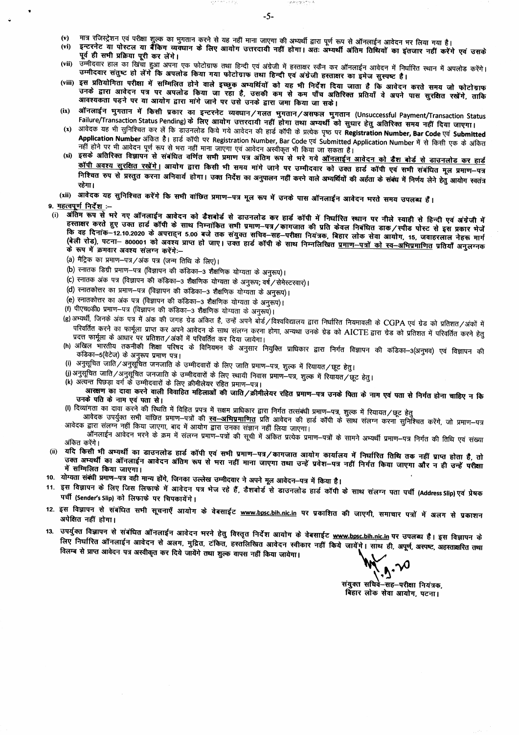(v) मात्र रजिस्ट्रेशन एवं परीक्षा शुल्क का भुगतान करने से यह नहीं माना जाएगा की अभ्यर्थी द्वारा पूर्ण रूप से ऑनलाईन आवेदन भर लिया गया है।

(vi) **इन्टरनेट या पोस्टल या बैंकिंग व्यवधान के लिए आयोग उत्तरदायी नहीं होगा। अतः अभ्यर्थी अंतिम तिथियों का इंतजार नहीं करेंगे एवं उसके पूर्व ही सभी प्रक्रिया पूरी कर लेंगे।**

(vii) उम्मीदवार हाल का खिंचा हुआ अपना एक फोटोग्राफ तथा हिन्दी एवं अंग्रेजी में हस्ताक्षर स्कैन कर ऑनलाईन आवेदन में निर्धारित स्थान में अपलोड करेंगे। **उम्मीदवार संतुष्ट हो लेंगे कि अपलोड किया गया फोटोग्राफ तथा हिन्दी एवं अंग्रेजी हस्ताक्षर का इमेज सुस्पष्ट है।**

(viii) **इस प्रतियोगिता परीक्षा में सम्मिलित होने वाले इच्छुक अभ्यर्थियों को यह भी निर्देश दिया जाता है कि आवेदन करते समय जो फोटोग्राफ उनके द्वारा आवेदन पत्र पर अपलोड किया जा रहा है, उसकी कम से कम पाँच अतिरिक्त प्रतियाँ वे अपने पास सुरक्षित रखेंगे, ताकि आवश्यकता पड़ने पर या आयोग द्वारा मांगे जाने पर उसे उनके द्वारा जमा किया जा सके।**

(ix) **ऑनलाईन भुगतान में किसी प्रकार का इन्टरनेट व्यवधान/गलत भुगतान/असफल भुगतान** (Unsuccessful Payment/Transaction Status Failure/Transaction Status Pending) **के लिए आयोग उत्तरदायी नहीं होगा तथा अभ्यर्थी को सुधार हेतु अतिरिक्त समय नहीं दिया जाएगा।**

(x) आवेदक यह भी सुनिश्चित कर लें कि डाउनलोड किये गये आवेदन की हार्ड कॉपी के प्रत्येक पृष्ठ पर **Registration Number, Bar Code** एवं **Submitted Application Number** अंकित है। हार्ड कॉपी पर Registration Number, Bar Code एवं Submitted Application Number में से किसी एक के अंकित नहीं होने पर भी आवेदन पूर्ण रूप से भरा नहीं माना जाएगा एवं आवेदन अस्वीकृत भी किया जा सकता है।

(xi) **इसके अतिरिक्त विज्ञापन से संबंधित वर्णित सभी प्रमाण पत्र अंतिम रूप से भरे गये <u>ऑनलाईन आवेदन को डैश बोर्ड से डाउनलोड कर हार्ड कॉपी अवश्य सुरक्षित रखेंगे।</u> आयोग द्वारा किसी भी समय मांगे जाने पर उम्मीदवार को उक्त हार्ड कॉपी एवं सभी संबंधित मूल प्रमाण–पत्र निश्चित रुप से प्रस्तुत करना अनिवार्य होगा। उक्त निर्देश का अनुपालन नहीं करने वाले अभ्यर्थियों की अर्हता के संबंध में निर्णय लेने हेतु आयोग स्वतंत्र रहेगा।**

(xii) **आवेदक यह सुनिश्चित करेंगे कि सभी वांछित प्रमाण–पत्र मूल रूप में उनके पास ऑनलाईन आवेदन भरते समय उपलब्ध हैं।**

9. **<u>महत्वपूर्ण निर्देश</u> :–**

(i) **अंतिम रूप से भरे गए ऑनलाईन आवेदन को डैशबोर्ड से डाउनलोड कर हार्ड कॉपी में निर्धारित स्थान पर नीले स्याही से हिन्दी एवं अंग्रेजी में हस्ताक्षर करते हुए उक्त हार्ड कॉपी के साथ निम्नांकित सभी प्रमाण–पत्र/कागजात की प्रति केवल निबंधित डाक/स्पीड पोस्ट से इस प्रकार भेजें कि वह दिनांक–12.10.2020 के अपराह्न 5.00 बजे तक संयुक्त सचिव–सह–परीक्षा नियंत्रक, बिहार लोक सेवा आयोग, 15, जवाहरलाल नेहरू मार्ग (बेली रोड), पटना– 800001 को अवश्य प्राप्त हो जाए। उक्त हार्ड कॉपी के साथ निम्नलिखित <u>प्रमाण–पत्रों को स्व–अभिप्रमाणित</u> प्रतियाँ अनुलग्नक के रूप में क्रमवार अवश्य संलग्न करेंगे:–**

(a) मैट्रिक का प्रमाण–पत्र/अंक पत्र (जन्म तिथि के लिए)।

(b) स्नातक डिग्री प्रमाण–पत्र (विज्ञापन की कंडिका–3 शैक्षणिक योग्यता के अनुरूप)।

(c) स्नातक अंक पत्र (विज्ञापन की कंडिका–3 शैक्षणिक योग्यता के अनुरूप; वर्ष/सेमेस्टरवार)।

(d) स्नातकोत्तर का प्रमाण–पत्र (विज्ञापन की कंडिका–3 शैक्षणिक योग्यता के अनुरूप)।

(e) स्नातकोत्तर का अंक पत्र (विज्ञापन की कंडिका–3 शैक्षणिक योग्यता के अनुरूप)।

(f) पीएच०डी० प्रमाण–पत्र (विज्ञापन की कंडिका–3 शैक्षणिक योग्यता के अनुरूप)।

(g) अभ्यर्थी, जिनके अंक पत्र में अंक की जगह ग्रेड अंकित है, उन्हें अपने बोर्ड/विश्वविद्यालय द्वारा निर्धारित नियमावली के CGPA एवं ग्रेड को प्रतिशत/अंकों में परिवर्तित करने का फार्मूला प्राप्त कर अपने आवेदन के साथ संलग्न करना होगा, अन्यथा उनके ग्रेड को AICTE द्वारा ग्रेड को प्रतिशत में परिवर्तित करने हेतु प्रदत्त फार्मूला के आधार पर प्रतिशत/अंकों में परिवर्तित कर दिया जायेगा।

(h) अखिल भारतीय तकनीकी शिक्षा परिषद के विनियमन के अनुसार नियुक्ति प्राधिकार द्वारा निर्गत विज्ञापन की कंडिका–3(अनुभव) एवं विज्ञापन की कंडिका–5(वेटेज) के अनुरूप प्रमाण पत्र।

(i) अनुसूचित जाति/अनुसूचित जनजाति के उम्मीदवारों के लिए जाति प्रमाण–पत्र, शुल्क में रियायत/छूट हेतु।

(j) अनुसूचित जाति/अनुसूचित जनजाति के उम्मीदवारों के लिए स्थायी निवास प्रमाण–पत्र, शुल्क में रियायत/छूट हेतु।

(k) अत्यन्त पिछड़ा वर्ग के उम्मीदवारों के लिए क्रीमीलेयर रहित प्रमाण–पत्र।

**आरक्षण का दावा करने वाली विवाहित महिलाओं की जाति/क्रीमीलेयर रहित प्रमाण–पत्र उनके पिता के नाम एवं पता से निर्गत होना चाहिए न कि उनके पति के नाम एवं पता से।**

(l) दिव्यांगता का दावा करने की स्थिति में विहित प्रपत्र में सक्षम प्राधिकार द्वारा निर्गत तत्संबंधी प्रमाण–पत्र, शुल्क में रियायत/छूट हेतु

आवेदक उपर्युक्त सभी वांछित प्रमाण–पत्रों की <u>**स्व–अभिप्रमाणित**</u> प्रति आवेदन की हार्ड कॉपी के साथ संलग्न करना सुनिश्चित करेंगे, जो प्रमाण–पत्र आवेदक द्वारा संलग्न नहीं किया जाएगा, बाद में आयोग द्वारा उनका संज्ञान नहीं लिया जाएगा।

ऑनलाईन आवेदन भरने के क्रम में संलग्न प्रमाण–पत्रों की सूची में अंकित प्रत्येक प्रमाण–पत्रों के सामने अभ्यर्थी प्रमाण–पत्र निर्गत की तिथि एवं संख्या अंकित करेंगे।

(ii) **यदि किसी भी अभ्यर्थी का डाउनलोड हार्ड कॉपी एवं सभी प्रमाण–पत्र/कागजात आयोग कार्यालय में निर्धारित तिथि तक नहीं प्राप्त होता है, तो उक्त अभ्यर्थी का ऑनलाईन आवेदन अंतिम रूप से भरा नहीं माना जाएगा तथा उन्हें प्रवेश–पत्र नहीं निर्गत किया जाएगा और न ही उन्हें परीक्षा में सम्मिलित किया जाएगा।**

10. **योग्यता संबंधी प्रमाण–पत्र वही मान्य होंगे, जिनका उल्लेख उम्मीदवार ने अपने मूल आवेदन–पत्र में किया है।**

11. **इस विज्ञापन के लिए जिस लिफाफे में आवेदन पत्र भेज रहे हैं, डैशबोर्ड से डाउनलोड हार्ड कॉपी के साथ संलग्न पता पर्ची (Address Slip) एवं प्रेषक पर्ची (Sender's Slip) को लिफाफे पर चिपकायेंगे।**

12. **इस विज्ञापन से संबंधित सभी सूचनाएँ आयोग के वेबसाईट <u>www.bpsc.bih.nic.in</u> पर प्रकाशित की जाएगी, समाचार पत्रों में अलग से प्रकाशन अपेक्षित नहीं होगा।**

13. **उपर्युक्त विज्ञापन से संबंधित ऑनलाईन आवेदन भरने हेतु विस्तृत निर्देश आयोग के वेबसाईट <u>www.bpsc.bih.nic.in</u> पर उपलब्ध है। इस विज्ञापन के लिए निर्धारित ऑनलाईन आवेदन से अलग, मुद्रित, टंकित, हस्तलिखित आवेदन स्वीकार नहीं किये जायेंगे। साथ ही, अपूर्ण, अस्पष्ट, अहस्ताक्षरित तथा विलम्ब से प्राप्त आवेदन पत्र अस्वीकृत कर दिये जायेंगे तथा शुल्क वापस नहीं किया जायेगा।**

1.9.20

संयुक्त सचिव–सह–परीक्षा नियंत्रक,
बिहार लोक सेवा आयोग, पटना।